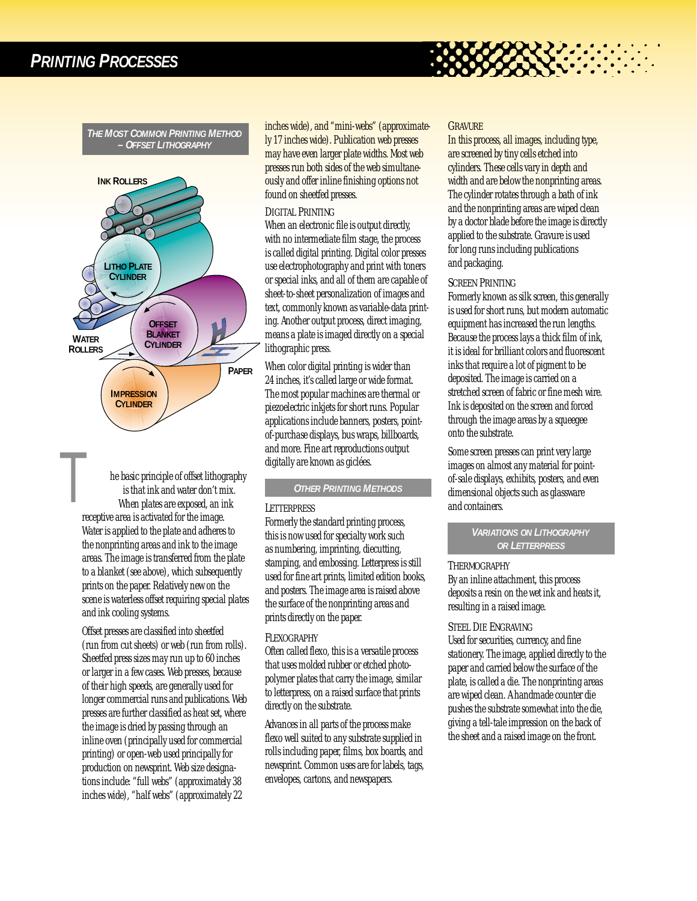# Printing Processes

## The Most Common Printing Method – Offset Lithography

Ink Rollers

Litho Plate Cylinder

Offset Blanket Cylinder

Water Rollers

Paper

Impression Cylinder

The basic principle of offset lithography is that ink and water don't mix. When plates are exposed, an ink receptive area is activated for the image. Water is applied to the plate and adheres to the nonprinting areas and ink to the image areas. The image is transferred from the plate to a blanket (see above), which subsequently prints on the paper. Relatively new on the scene is waterless offset requiring special plates and ink cooling systems.

Offset presses are classified into sheetfed (run from cut sheets) or web (run from rolls). Sheetfed press sizes may run up to 60 inches or larger in a few cases. Web presses, because of their high speeds, are generally used for longer commercial runs and publications. Web presses are further classified as heat set, where the image is dried by passing through an inline oven (principally used for commercial printing) or open-web used principally for production on newsprint. Web size designations include: "full webs" (approximately 38 inches wide), "half webs" (approximately 22 inches wide), and "mini-webs" (approximately 17 inches wide). Publication web presses may have even larger plate widths. Most web presses run both sides of the web simultaneously and offer inline finishing options not found on sheetfed presses.

### Digital Printing

When an electronic file is output directly, with no intermediate film stage, the process is called digital printing. Digital color presses use electrophotography and print with toners or special inks, and all of them are capable of sheet-to-sheet personalization of images and text, commonly known as variable-data printing. Another output process, direct imaging, means a plate is imaged directly on a special lithographic press.

When color digital printing is wider than 24 inches, it's called large or wide format. The most popular machines are thermal or piezoelectric inkjets for short runs. Popular applications include banners, posters, point-of-purchase displays, bus wraps, billboards, and more. Fine art reproductions output digitally are known as giclées.

## Other Printing Methods

### Letterpress

Formerly the standard printing process, this is now used for specialty work such as numbering, imprinting, diecutting, stamping, and embossing. Letterpress is still used for fine art prints, limited edition books, and posters. The image area is raised above the surface of the nonprinting areas and prints directly on the paper.

### Flexography

Often called flexo, this is a versatile process that uses molded rubber or etched photopolymer plates that carry the image, similar to letterpress, on a raised surface that prints directly on the substrate.

Advances in all parts of the process make flexo well suited to any substrate supplied in rolls including paper, films, box boards, and newsprint. Common uses are for labels, tags, envelopes, cartons, and newspapers.

### Gravure

In this process, all images, including type, are screened by tiny cells etched into cylinders. These cells vary in depth and width and are below the nonprinting areas. The cylinder rotates through a bath of ink and the nonprinting areas are wiped clean by a doctor blade before the image is directly applied to the substrate. Gravure is used for long runs including publications and packaging.

### Screen Printing

Formerly known as silk screen, this generally is used for short runs, but modern automatic equipment has increased the run lengths. Because the process lays a thick film of ink, it is ideal for brilliant colors and fluorescent inks that require a lot of pigment to be deposited. The image is carried on a stretched screen of fabric or fine mesh wire. Ink is deposited on the screen and forced through the image areas by a squeegee onto the substrate.

Some screen presses can print very large images on almost any material for point-of-sale displays, exhibits, posters, and even dimensional objects such as glassware and containers.

## Variations on Lithography or Letterpress

### Thermography

By an inline attachment, this process deposits a resin on the wet ink and heats it, resulting in a raised image.

### Steel Die Engraving

Used for securities, currency, and fine stationery. The image, applied directly to the paper and carried below the surface of the plate, is called a die. The nonprinting areas are wiped clean. A handmade counter die pushes the substrate somewhat into the die, giving a tell-tale impression on the back of the sheet and a raised image on the front.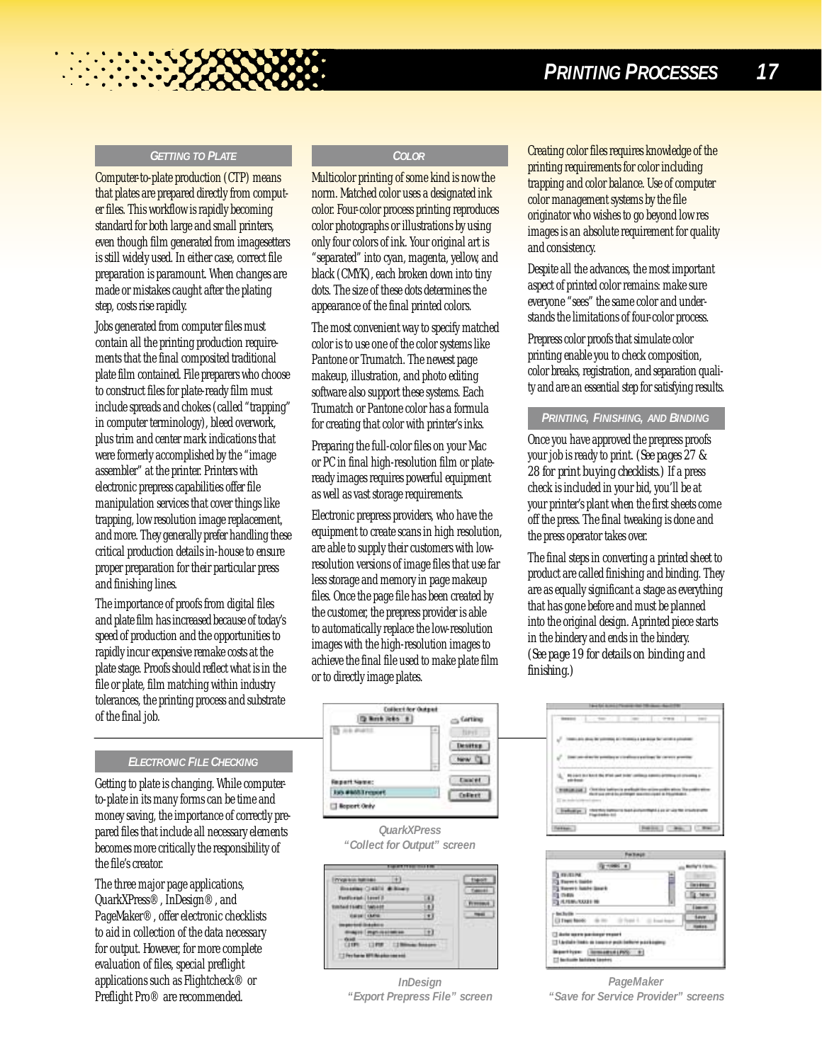## Getting to Plate

Computer-to-plate production (CTP) means that plates are prepared directly from computer files. This workflow is rapidly becoming standard for both large and small printers, even though film generated from imagesetters is still widely used. In either case, correct file preparation is paramount. When changes are made or mistakes caught after the plating step, costs rise rapidly.

Jobs generated from computer files must contain all the printing production requirements that the final composited traditional plate film contained. File preparers who choose to construct files for plate-ready film must include spreads and chokes (called "trapping" in computer terminology), bleed overwork, plus trim and center mark indications that were formerly accomplished by the "image assembler" at the printer. Printers with electronic prepress capabilities offer file manipulation services that cover things like trapping, low resolution image replacement, and more. They generally prefer handling these critical production details in-house to ensure proper preparation for their particular press and finishing lines.

The importance of proofs from digital files and plate film has increased because of today's speed of production and the opportunities to rapidly incur expensive remake costs at the plate stage. Proofs should reflect what is in the file or plate, film matching within industry tolerances, the printing process and substrate of the final job.

## Electronic File Checking

Getting to plate is changing. While computer-to-plate in its many forms can be time and money saving, the importance of correctly prepared files that include all necessary elements becomes more critically the responsibility of the file's creator.

The three major page applications, QuarkXPress®, InDesign®, and PageMaker®, offer electronic checklists to aid in collection of the data necessary for output. However, for more complete evaluation of files, special preflight applications such as Flightcheck® or Preflight Pro® are recommended.

## Color

Multicolor printing of some kind is now the norm. Matched color uses a designated ink color. Four-color process printing reproduces color photographs or illustrations by using only four colors of ink. Your original art is "separated" into cyan, magenta, yellow, and black (CMYK), each broken down into tiny dots. The size of these dots determines the appearance of the final printed colors.

The most convenient way to specify matched color is to use one of the color systems like Pantone or Trumatch. The newest page makeup, illustration, and photo editing software also support these systems. Each Trumatch or Pantone color has a formula for creating that color with printer's inks.

Preparing the full-color files on your Mac or PC in final high-resolution film or plate-ready images requires powerful equipment as well as vast storage requirements.

Electronic prepress providers, who have the equipment to create scans in high resolution, are able to supply their customers with low-resolution versions of image files that use far less storage and memory in page makeup files. Once the page file has been created by the customer, the prepress provider is able to automatically replace the low-resolution images with the high-resolution images to achieve the final file used to make plate film or to directly image plates.

Creating color files requires knowledge of the printing requirements for color including trapping and color balance. Use of computer color management systems by the file originator who wishes to go beyond low res images is an absolute requirement for quality and consistency.

Despite all the advances, the most important aspect of printed color remains: make sure everyone "sees" the same color and understands the limitations of four-color process.

Prepress color proofs that simulate color printing enable you to check composition, color breaks, registration, and separation quality and are an essential step for satisfying results.

## Printing, Finishing, and Binding

Once you have approved the prepress proofs your job is ready to print. (See pages 27 & 28 for print buying checklists.) If a press check is included in your bid, you'll be at your printer's plant when the first sheets come off the press. The final tweaking is done and the press operator takes over.

The final steps in converting a printed sheet to product are called finishing and binding. They are as equally significant a stage as everything that has gone before and must be planned into the original design. Aprinted piece starts in the bindery and ends in the bindery. (See page 19 for details on binding and finishing.)

QuarkXPress "Collect for Output" screen

InDesign "Export Prepress File" screen

PageMaker "Save for Service Provider" screens